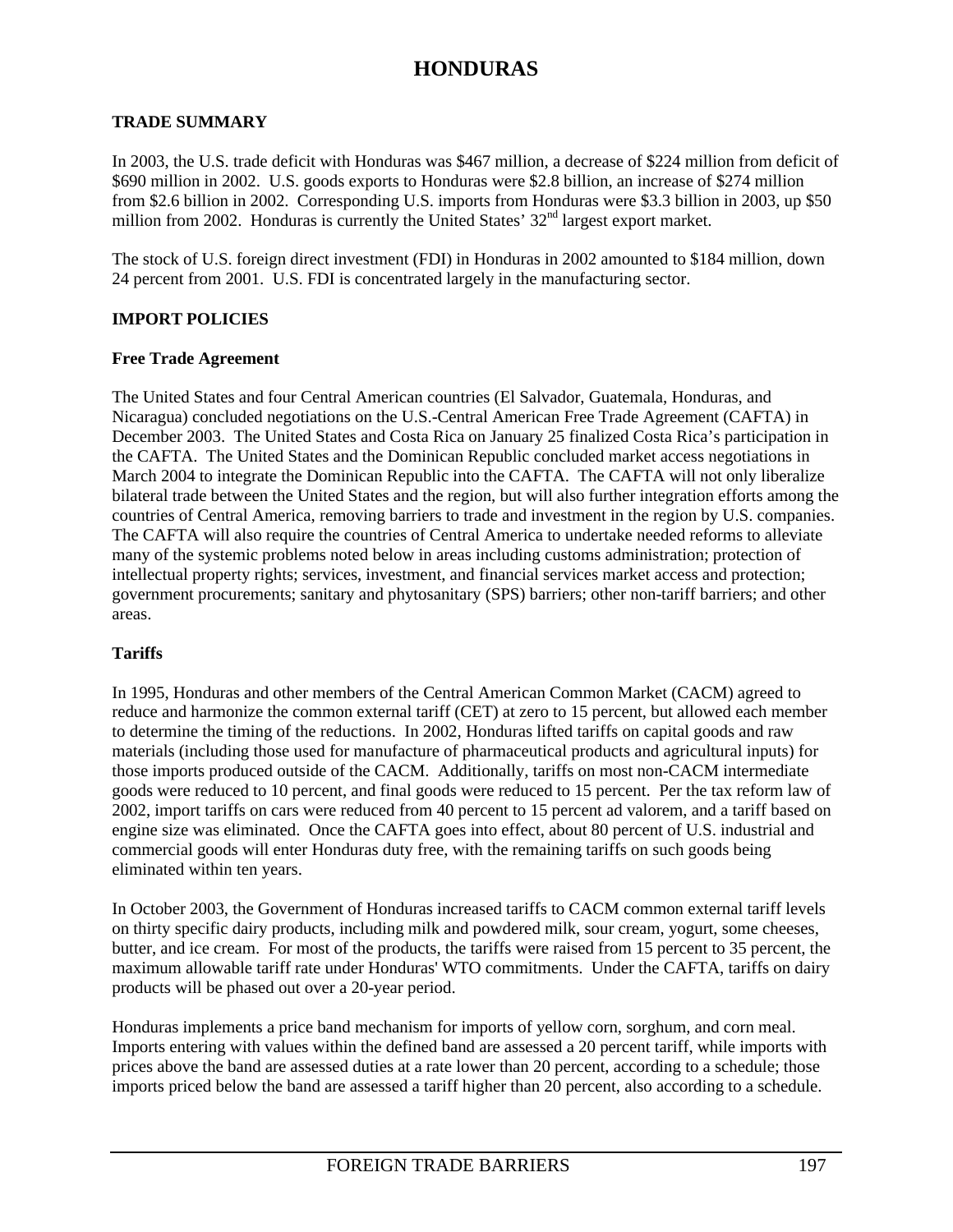# HONDURAS

## TRADE SUMMARY

In 2003, the U.S. trade deficit with Honduras was $467 million, a decrease of $224 million from deficit of $690 million in 2002. U.S. goods exports to Honduras were $2.8 billion, an increase of $274 million from $2.6 billion in 2002. Corresponding U.S. imports from Honduras were $3.3 billion in 2003, up $50 million from 2002. Honduras is currently the United States' 32nd largest export market.

The stock of U.S. foreign direct investment (FDI) in Honduras in 2002 amounted to $184 million, down 24 percent from 2001. U.S. FDI is concentrated largely in the manufacturing sector.

## IMPORT POLICIES

### Free Trade Agreement

The United States and four Central American countries (El Salvador, Guatemala, Honduras, and Nicaragua) concluded negotiations on the U.S.-Central American Free Trade Agreement (CAFTA) in December 2003. The United States and Costa Rica on January 25 finalized Costa Rica's participation in the CAFTA. The United States and the Dominican Republic concluded market access negotiations in March 2004 to integrate the Dominican Republic into the CAFTA. The CAFTA will not only liberalize bilateral trade between the United States and the region, but will also further integration efforts among the countries of Central America, removing barriers to trade and investment in the region by U.S. companies. The CAFTA will also require the countries of Central America to undertake needed reforms to alleviate many of the systemic problems noted below in areas including customs administration; protection of intellectual property rights; services, investment, and financial services market access and protection; government procurements; sanitary and phytosanitary (SPS) barriers; other non-tariff barriers; and other areas.

### Tariffs

In 1995, Honduras and other members of the Central American Common Market (CACM) agreed to reduce and harmonize the common external tariff (CET) at zero to 15 percent, but allowed each member to determine the timing of the reductions. In 2002, Honduras lifted tariffs on capital goods and raw materials (including those used for manufacture of pharmaceutical products and agricultural inputs) for those imports produced outside of the CACM. Additionally, tariffs on most non-CACM intermediate goods were reduced to 10 percent, and final goods were reduced to 15 percent. Per the tax reform law of 2002, import tariffs on cars were reduced from 40 percent to 15 percent ad valorem, and a tariff based on engine size was eliminated. Once the CAFTA goes into effect, about 80 percent of U.S. industrial and commercial goods will enter Honduras duty free, with the remaining tariffs on such goods being eliminated within ten years.

In October 2003, the Government of Honduras increased tariffs to CACM common external tariff levels on thirty specific dairy products, including milk and powdered milk, sour cream, yogurt, some cheeses, butter, and ice cream. For most of the products, the tariffs were raised from 15 percent to 35 percent, the maximum allowable tariff rate under Honduras' WTO commitments. Under the CAFTA, tariffs on dairy products will be phased out over a 20-year period.

Honduras implements a price band mechanism for imports of yellow corn, sorghum, and corn meal. Imports entering with values within the defined band are assessed a 20 percent tariff, while imports with prices above the band are assessed duties at a rate lower than 20 percent, according to a schedule; those imports priced below the band are assessed a tariff higher than 20 percent, also according to a schedule.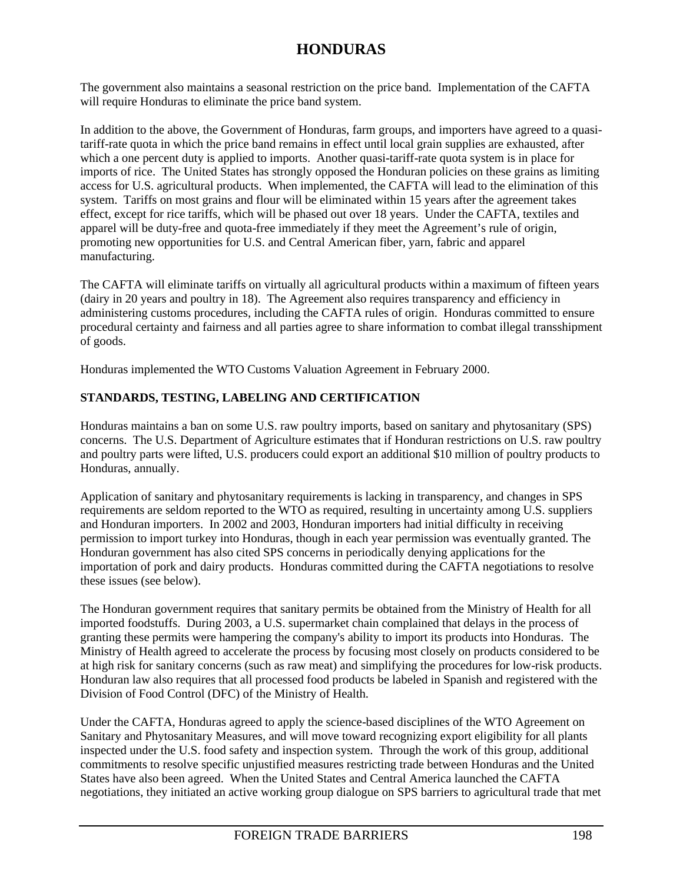The government also maintains a seasonal restriction on the price band. Implementation of the CAFTA will require Honduras to eliminate the price band system.

In addition to the above, the Government of Honduras, farm groups, and importers have agreed to a quasi-tariff-rate quota in which the price band remains in effect until local grain supplies are exhausted, after which a one percent duty is applied to imports. Another quasi-tariff-rate quota system is in place for imports of rice. The United States has strongly opposed the Honduran policies on these grains as limiting access for U.S. agricultural products. When implemented, the CAFTA will lead to the elimination of this system. Tariffs on most grains and flour will be eliminated within 15 years after the agreement takes effect, except for rice tariffs, which will be phased out over 18 years. Under the CAFTA, textiles and apparel will be duty-free and quota-free immediately if they meet the Agreement's rule of origin, promoting new opportunities for U.S. and Central American fiber, yarn, fabric and apparel manufacturing.

The CAFTA will eliminate tariffs on virtually all agricultural products within a maximum of fifteen years (dairy in 20 years and poultry in 18). The Agreement also requires transparency and efficiency in administering customs procedures, including the CAFTA rules of origin. Honduras committed to ensure procedural certainty and fairness and all parties agree to share information to combat illegal transshipment of goods.

Honduras implemented the WTO Customs Valuation Agreement in February 2000.

**STANDARDS, TESTING, LABELING AND CERTIFICATION**

Honduras maintains a ban on some U.S. raw poultry imports, based on sanitary and phytosanitary (SPS) concerns. The U.S. Department of Agriculture estimates that if Honduran restrictions on U.S. raw poultry and poultry parts were lifted, U.S. producers could export an additional $10 million of poultry products to Honduras, annually.

Application of sanitary and phytosanitary requirements is lacking in transparency, and changes in SPS requirements are seldom reported to the WTO as required, resulting in uncertainty among U.S. suppliers and Honduran importers. In 2002 and 2003, Honduran importers had initial difficulty in receiving permission to import turkey into Honduras, though in each year permission was eventually granted. The Honduran government has also cited SPS concerns in periodically denying applications for the importation of pork and dairy products. Honduras committed during the CAFTA negotiations to resolve these issues (see below).

The Honduran government requires that sanitary permits be obtained from the Ministry of Health for all imported foodstuffs. During 2003, a U.S. supermarket chain complained that delays in the process of granting these permits were hampering the company's ability to import its products into Honduras. The Ministry of Health agreed to accelerate the process by focusing most closely on products considered to be at high risk for sanitary concerns (such as raw meat) and simplifying the procedures for low-risk products. Honduran law also requires that all processed food products be labeled in Spanish and registered with the Division of Food Control (DFC) of the Ministry of Health.

Under the CAFTA, Honduras agreed to apply the science-based disciplines of the WTO Agreement on Sanitary and Phytosanitary Measures, and will move toward recognizing export eligibility for all plants inspected under the U.S. food safety and inspection system. Through the work of this group, additional commitments to resolve specific unjustified measures restricting trade between Honduras and the United States have also been agreed. When the United States and Central America launched the CAFTA negotiations, they initiated an active working group dialogue on SPS barriers to agricultural trade that met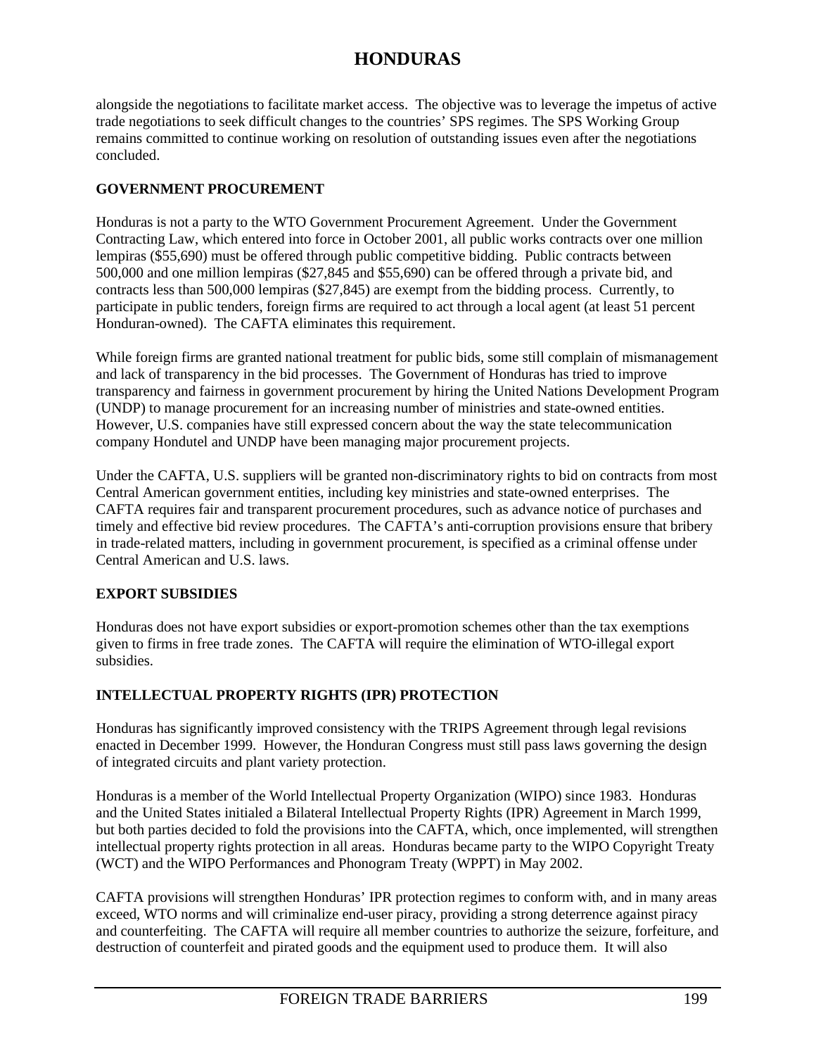alongside the negotiations to facilitate market access. The objective was to leverage the impetus of active trade negotiations to seek difficult changes to the countries' SPS regimes. The SPS Working Group remains committed to continue working on resolution of outstanding issues even after the negotiations concluded.

## GOVERNMENT PROCUREMENT

Honduras is not a party to the WTO Government Procurement Agreement. Under the Government Contracting Law, which entered into force in October 2001, all public works contracts over one million lempiras ($55,690) must be offered through public competitive bidding. Public contracts between 500,000 and one million lempiras ($27,845 and $55,690) can be offered through a private bid, and contracts less than 500,000 lempiras ($27,845) are exempt from the bidding process. Currently, to participate in public tenders, foreign firms are required to act through a local agent (at least 51 percent Honduran-owned). The CAFTA eliminates this requirement.

While foreign firms are granted national treatment for public bids, some still complain of mismanagement and lack of transparency in the bid processes. The Government of Honduras has tried to improve transparency and fairness in government procurement by hiring the United Nations Development Program (UNDP) to manage procurement for an increasing number of ministries and state-owned entities. However, U.S. companies have still expressed concern about the way the state telecommunication company Hondutel and UNDP have been managing major procurement projects.

Under the CAFTA, U.S. suppliers will be granted non-discriminatory rights to bid on contracts from most Central American government entities, including key ministries and state-owned enterprises. The CAFTA requires fair and transparent procurement procedures, such as advance notice of purchases and timely and effective bid review procedures. The CAFTA's anti-corruption provisions ensure that bribery in trade-related matters, including in government procurement, is specified as a criminal offense under Central American and U.S. laws.

## EXPORT SUBSIDIES

Honduras does not have export subsidies or export-promotion schemes other than the tax exemptions given to firms in free trade zones. The CAFTA will require the elimination of WTO-illegal export subsidies.

## INTELLECTUAL PROPERTY RIGHTS (IPR) PROTECTION

Honduras has significantly improved consistency with the TRIPS Agreement through legal revisions enacted in December 1999. However, the Honduran Congress must still pass laws governing the design of integrated circuits and plant variety protection.

Honduras is a member of the World Intellectual Property Organization (WIPO) since 1983. Honduras and the United States initialed a Bilateral Intellectual Property Rights (IPR) Agreement in March 1999, but both parties decided to fold the provisions into the CAFTA, which, once implemented, will strengthen intellectual property rights protection in all areas. Honduras became party to the WIPO Copyright Treaty (WCT) and the WIPO Performances and Phonogram Treaty (WPPT) in May 2002.

CAFTA provisions will strengthen Honduras' IPR protection regimes to conform with, and in many areas exceed, WTO norms and will criminalize end-user piracy, providing a strong deterrence against piracy and counterfeiting. The CAFTA will require all member countries to authorize the seizure, forfeiture, and destruction of counterfeit and pirated goods and the equipment used to produce them. It will also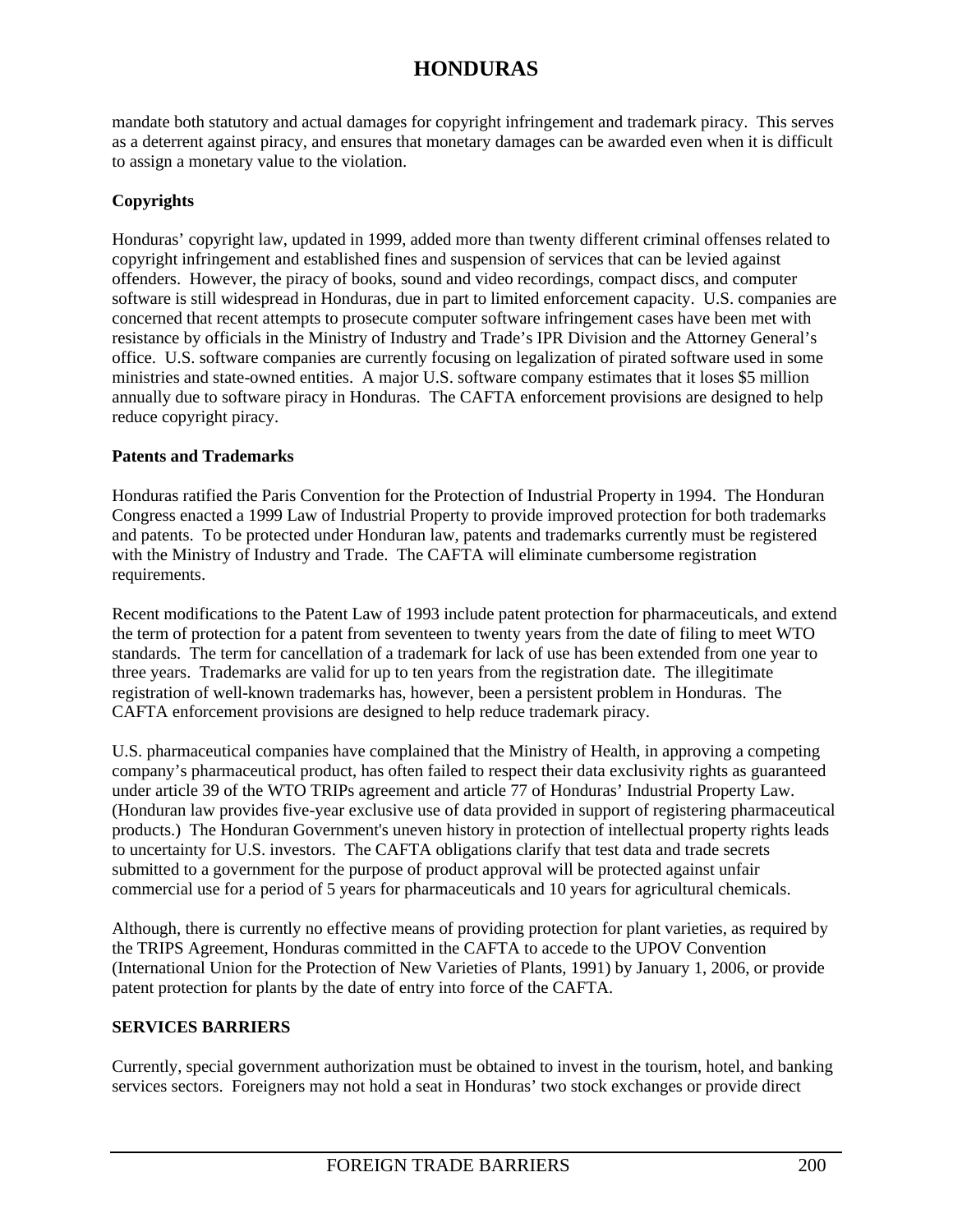mandate both statutory and actual damages for copyright infringement and trademark piracy. This serves as a deterrent against piracy, and ensures that monetary damages can be awarded even when it is difficult to assign a monetary value to the violation.

**Copyrights**

Honduras' copyright law, updated in 1999, added more than twenty different criminal offenses related to copyright infringement and established fines and suspension of services that can be levied against offenders. However, the piracy of books, sound and video recordings, compact discs, and computer software is still widespread in Honduras, due in part to limited enforcement capacity. U.S. companies are concerned that recent attempts to prosecute computer software infringement cases have been met with resistance by officials in the Ministry of Industry and Trade's IPR Division and the Attorney General's office. U.S. software companies are currently focusing on legalization of pirated software used in some ministries and state-owned entities. A major U.S. software company estimates that it loses $5 million annually due to software piracy in Honduras. The CAFTA enforcement provisions are designed to help reduce copyright piracy.

**Patents and Trademarks**

Honduras ratified the Paris Convention for the Protection of Industrial Property in 1994. The Honduran Congress enacted a 1999 Law of Industrial Property to provide improved protection for both trademarks and patents. To be protected under Honduran law, patents and trademarks currently must be registered with the Ministry of Industry and Trade. The CAFTA will eliminate cumbersome registration requirements.

Recent modifications to the Patent Law of 1993 include patent protection for pharmaceuticals, and extend the term of protection for a patent from seventeen to twenty years from the date of filing to meet WTO standards. The term for cancellation of a trademark for lack of use has been extended from one year to three years. Trademarks are valid for up to ten years from the registration date. The illegitimate registration of well-known trademarks has, however, been a persistent problem in Honduras. The CAFTA enforcement provisions are designed to help reduce trademark piracy.

U.S. pharmaceutical companies have complained that the Ministry of Health, in approving a competing company's pharmaceutical product, has often failed to respect their data exclusivity rights as guaranteed under article 39 of the WTO TRIPs agreement and article 77 of Honduras' Industrial Property Law. (Honduran law provides five-year exclusive use of data provided in support of registering pharmaceutical products.) The Honduran Government's uneven history in protection of intellectual property rights leads to uncertainty for U.S. investors. The CAFTA obligations clarify that test data and trade secrets submitted to a government for the purpose of product approval will be protected against unfair commercial use for a period of 5 years for pharmaceuticals and 10 years for agricultural chemicals.

Although, there is currently no effective means of providing protection for plant varieties, as required by the TRIPS Agreement, Honduras committed in the CAFTA to accede to the UPOV Convention (International Union for the Protection of New Varieties of Plants, 1991) by January 1, 2006, or provide patent protection for plants by the date of entry into force of the CAFTA.

**SERVICES BARRIERS**

Currently, special government authorization must be obtained to invest in the tourism, hotel, and banking services sectors. Foreigners may not hold a seat in Honduras' two stock exchanges or provide direct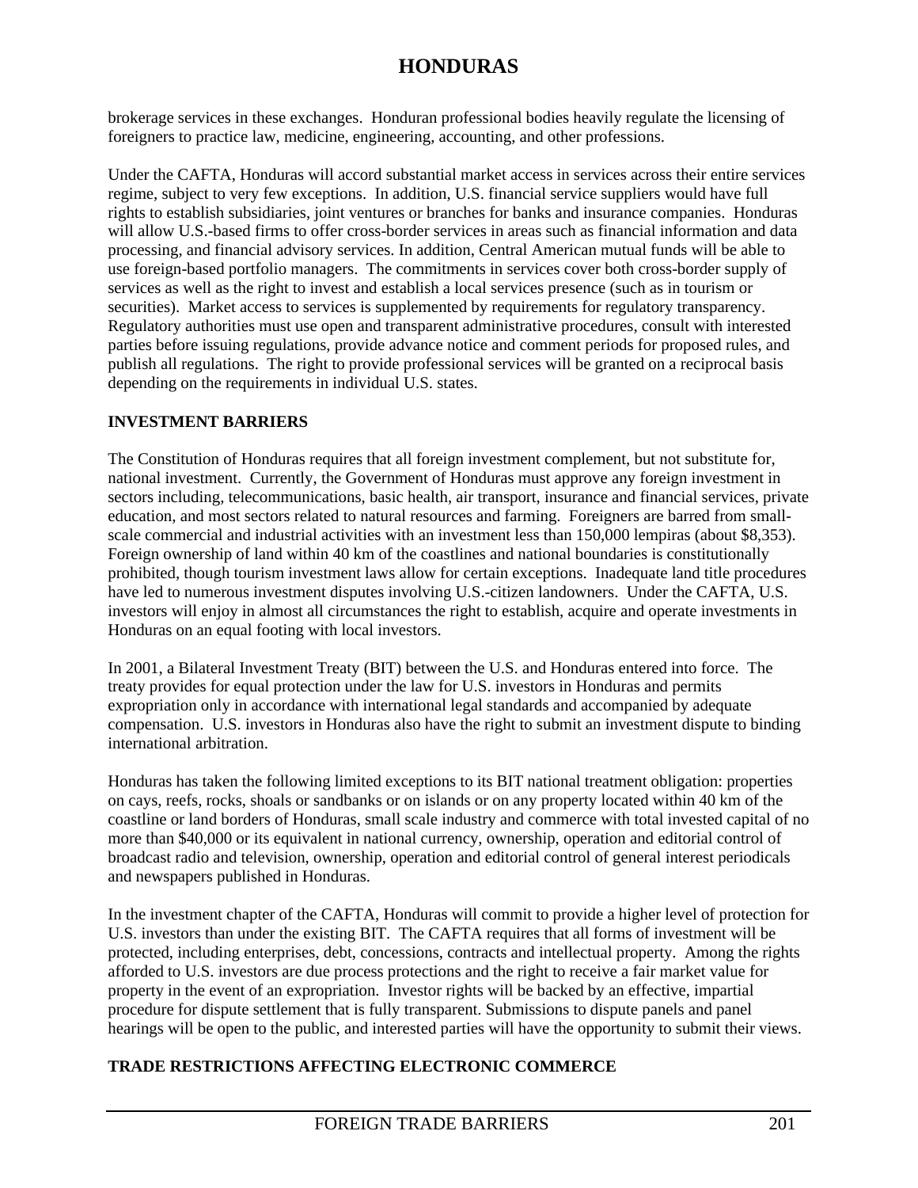brokerage services in these exchanges. Honduran professional bodies heavily regulate the licensing of foreigners to practice law, medicine, engineering, accounting, and other professions.

Under the CAFTA, Honduras will accord substantial market access in services across their entire services regime, subject to very few exceptions. In addition, U.S. financial service suppliers would have full rights to establish subsidiaries, joint ventures or branches for banks and insurance companies. Honduras will allow U.S.-based firms to offer cross-border services in areas such as financial information and data processing, and financial advisory services. In addition, Central American mutual funds will be able to use foreign-based portfolio managers. The commitments in services cover both cross-border supply of services as well as the right to invest and establish a local services presence (such as in tourism or securities). Market access to services is supplemented by requirements for regulatory transparency. Regulatory authorities must use open and transparent administrative procedures, consult with interested parties before issuing regulations, provide advance notice and comment periods for proposed rules, and publish all regulations. The right to provide professional services will be granted on a reciprocal basis depending on the requirements in individual U.S. states.

## INVESTMENT BARRIERS

The Constitution of Honduras requires that all foreign investment complement, but not substitute for, national investment. Currently, the Government of Honduras must approve any foreign investment in sectors including, telecommunications, basic health, air transport, insurance and financial services, private education, and most sectors related to natural resources and farming. Foreigners are barred from small-scale commercial and industrial activities with an investment less than 150,000 lempiras (about $8,353). Foreign ownership of land within 40 km of the coastlines and national boundaries is constitutionally prohibited, though tourism investment laws allow for certain exceptions. Inadequate land title procedures have led to numerous investment disputes involving U.S.-citizen landowners. Under the CAFTA, U.S. investors will enjoy in almost all circumstances the right to establish, acquire and operate investments in Honduras on an equal footing with local investors.

In 2001, a Bilateral Investment Treaty (BIT) between the U.S. and Honduras entered into force. The treaty provides for equal protection under the law for U.S. investors in Honduras and permits expropriation only in accordance with international legal standards and accompanied by adequate compensation. U.S. investors in Honduras also have the right to submit an investment dispute to binding international arbitration.

Honduras has taken the following limited exceptions to its BIT national treatment obligation: properties on cays, reefs, rocks, shoals or sandbanks or on islands or on any property located within 40 km of the coastline or land borders of Honduras, small scale industry and commerce with total invested capital of no more than $40,000 or its equivalent in national currency, ownership, operation and editorial control of broadcast radio and television, ownership, operation and editorial control of general interest periodicals and newspapers published in Honduras.

In the investment chapter of the CAFTA, Honduras will commit to provide a higher level of protection for U.S. investors than under the existing BIT. The CAFTA requires that all forms of investment will be protected, including enterprises, debt, concessions, contracts and intellectual property. Among the rights afforded to U.S. investors are due process protections and the right to receive a fair market value for property in the event of an expropriation. Investor rights will be backed by an effective, impartial procedure for dispute settlement that is fully transparent. Submissions to dispute panels and panel hearings will be open to the public, and interested parties will have the opportunity to submit their views.

## TRADE RESTRICTIONS AFFECTING ELECTRONIC COMMERCE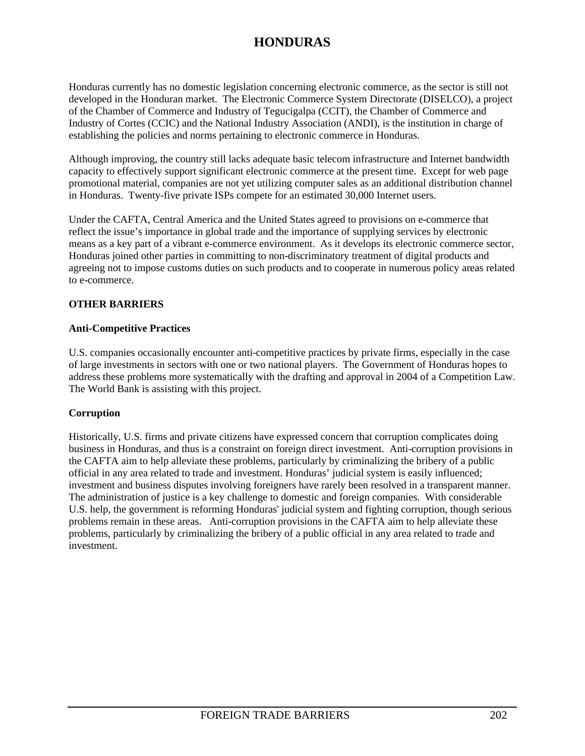# HONDURAS

Honduras currently has no domestic legislation concerning electronic commerce, as the sector is still not developed in the Honduran market. The Electronic Commerce System Directorate (DISELCO), a project of the Chamber of Commerce and Industry of Tegucigalpa (CCIT), the Chamber of Commerce and Industry of Cortes (CCIC) and the National Industry Association (ANDI), is the institution in charge of establishing the policies and norms pertaining to electronic commerce in Honduras.

Although improving, the country still lacks adequate basic telecom infrastructure and Internet bandwidth capacity to effectively support significant electronic commerce at the present time. Except for web page promotional material, companies are not yet utilizing computer sales as an additional distribution channel in Honduras. Twenty-five private ISPs compete for an estimated 30,000 Internet users.

Under the CAFTA, Central America and the United States agreed to provisions on e-commerce that reflect the issue's importance in global trade and the importance of supplying services by electronic means as a key part of a vibrant e-commerce environment. As it develops its electronic commerce sector, Honduras joined other parties in committing to non-discriminatory treatment of digital products and agreeing not to impose customs duties on such products and to cooperate in numerous policy areas related to e-commerce.

## OTHER BARRIERS

### Anti-Competitive Practices

U.S. companies occasionally encounter anti-competitive practices by private firms, especially in the case of large investments in sectors with one or two national players. The Government of Honduras hopes to address these problems more systematically with the drafting and approval in 2004 of a Competition Law. The World Bank is assisting with this project.

### Corruption

Historically, U.S. firms and private citizens have expressed concern that corruption complicates doing business in Honduras, and thus is a constraint on foreign direct investment. Anti-corruption provisions in the CAFTA aim to help alleviate these problems, particularly by criminalizing the bribery of a public official in any area related to trade and investment. Honduras' judicial system is easily influenced; investment and business disputes involving foreigners have rarely been resolved in a transparent manner. The administration of justice is a key challenge to domestic and foreign companies. With considerable U.S. help, the government is reforming Honduras' judicial system and fighting corruption, though serious problems remain in these areas. Anti-corruption provisions in the CAFTA aim to help alleviate these problems, particularly by criminalizing the bribery of a public official in any area related to trade and investment.